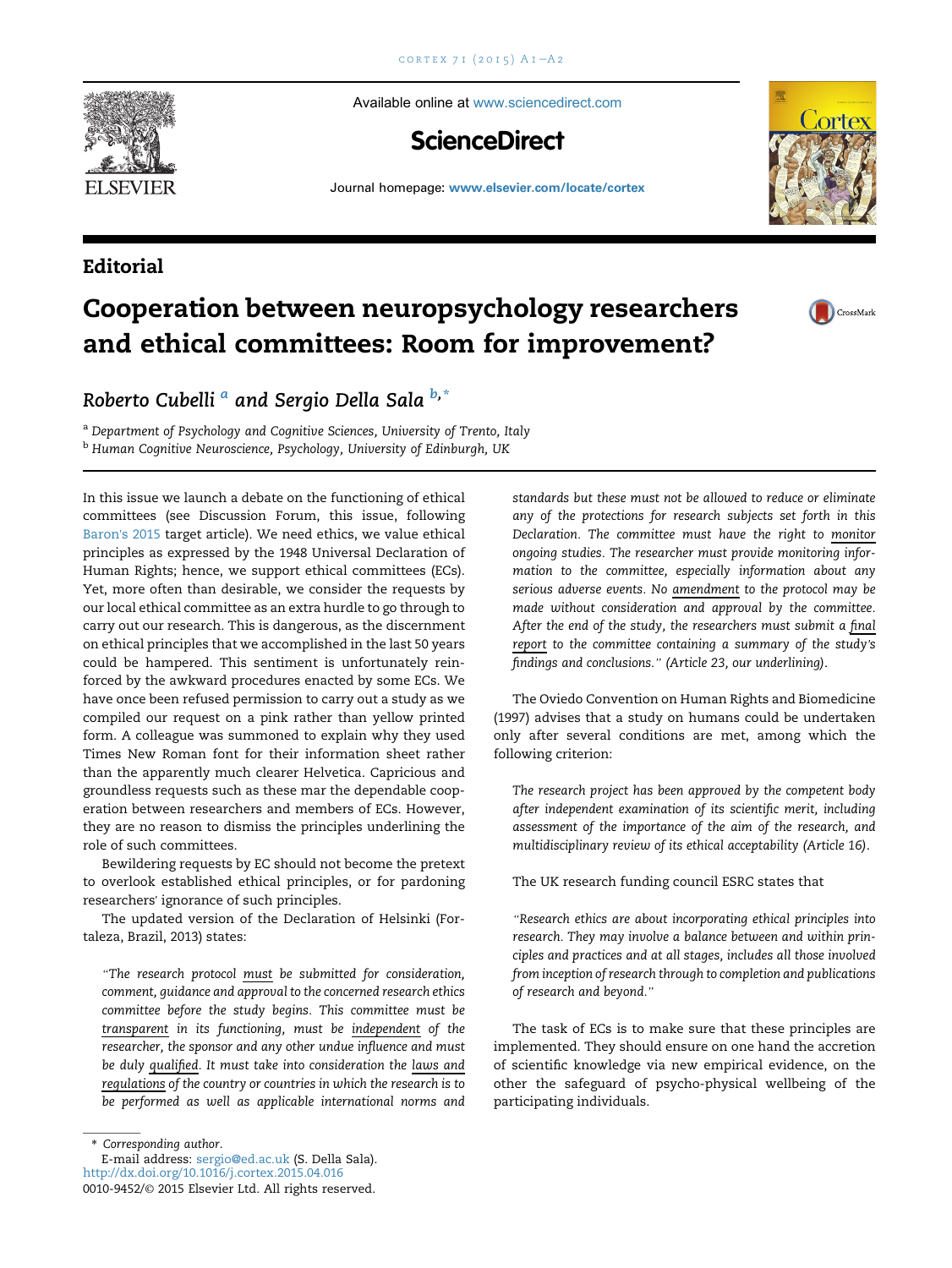Editorial

# Cooperation between neuropsychology researchers and ethical committees: Room for improvement?

*Roberto Cubelli* [a] *and Sergio Della Sala* [b,*]

[a] *Department of Psychology and Cognitive Sciences, University of Trento, Italy*

[b] *Human Cognitive Neuroscience, Psychology, University of Edinburgh, UK*

In this issue we launch a debate on the functioning of ethical committees (see Discussion Forum, this issue, following Baron's 2015 target article). We need ethics, we value ethical principles as expressed by the 1948 Universal Declaration of Human Rights; hence, we support ethical committees (ECs). Yet, more often than desirable, we consider the requests by our local ethical committee as an extra hurdle to go through to carry out our research. This is dangerous, as the discernment on ethical principles that we accomplished in the last 50 years could be hampered. This sentiment is unfortunately reinforced by the awkward procedures enacted by some ECs. We have once been refused permission to carry out a study as we compiled our request on a pink rather than yellow printed form. A colleague was summoned to explain why they used Times New Roman font for their information sheet rather than the apparently much clearer Helvetica. Capricious and groundless requests such as these mar the dependable cooperation between researchers and members of ECs. However, they are no reason to dismiss the principles underlining the role of such committees.

Bewildering requests by EC should not become the pretext to overlook established ethical principles, or for pardoning researchers' ignorance of such principles.

The updated version of the Declaration of Helsinki (Fortaleza, Brazil, 2013) states:

> *"The research protocol must be submitted for consideration, comment, guidance and approval to the concerned research ethics committee before the study begins. This committee must be transparent in its functioning, must be independent of the researcher, the sponsor and any other undue influence and must be duly qualified. It must take into consideration the laws and regulations of the country or countries in which the research is to be performed as well as applicable international norms and standards but these must not be allowed to reduce or eliminate any of the protections for research subjects set forth in this Declaration. The committee must have the right to monitor ongoing studies. The researcher must provide monitoring information to the committee, especially information about any serious adverse events. No amendment to the protocol may be made without consideration and approval by the committee. After the end of the study, the researchers must submit a final report to the committee containing a summary of the study's findings and conclusions." (Article 23, our underlining).*

The Oviedo Convention on Human Rights and Biomedicine (1997) advises that a study on humans could be undertaken only after several conditions are met, among which the following criterion:

> *The research project has been approved by the competent body after independent examination of its scientific merit, including assessment of the importance of the aim of the research, and multidisciplinary review of its ethical acceptability (Article 16).*

The UK research funding council ESRC states that

> *"Research ethics are about incorporating ethical principles into research. They may involve a balance between and within principles and practices and at all stages, includes all those involved from inception of research through to completion and publications of research and beyond."*

The task of ECs is to make sure that these principles are implemented. They should ensure on one hand the accretion of scientific knowledge via new empirical evidence, on the other the safeguard of psycho-physical wellbeing of the participating individuals.

\* *Corresponding author.*
E-mail address: sergio@ed.ac.uk (S. Della Sala).
http://dx.doi.org/10.1016/j.cortex.2015.04.016
0010-9452/© 2015 Elsevier Ltd. All rights reserved.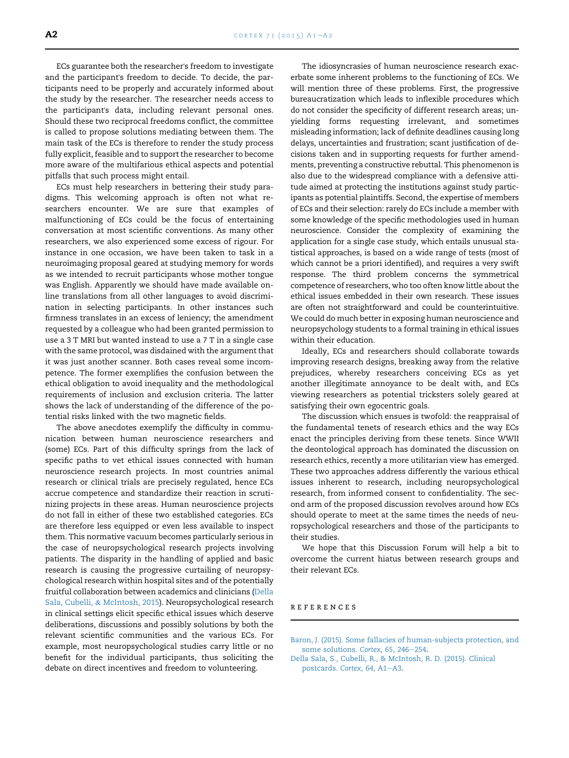ECs guarantee both the researcher's freedom to investigate and the participant's freedom to decide. To decide, the participants need to be properly and accurately informed about the study by the researcher. The researcher needs access to the participant's data, including relevant personal ones. Should these two reciprocal freedoms conflict, the committee is called to propose solutions mediating between them. The main task of the ECs is therefore to render the study process fully explicit, feasible and to support the researcher to become more aware of the multifarious ethical aspects and potential pitfalls that such process might entail.

ECs must help researchers in bettering their study paradigms. This welcoming approach is often not what researchers encounter. We are sure that examples of malfunctioning of ECs could be the focus of entertaining conversation at most scientific conventions. As many other researchers, we also experienced some excess of rigour. For instance in one occasion, we have been taken to task in a neuroimaging proposal geared at studying memory for words as we intended to recruit participants whose mother tongue was English. Apparently we should have made available online translations from all other languages to avoid discrimination in selecting participants. In other instances such firmness translates in an excess of leniency; the amendment requested by a colleague who had been granted permission to use a 3 T MRI but wanted instead to use a 7 T in a single case with the same protocol, was disdained with the argument that it was just another scanner. Both cases reveal some incompetence. The former exemplifies the confusion between the ethical obligation to avoid inequality and the methodological requirements of inclusion and exclusion criteria. The latter shows the lack of understanding of the difference of the potential risks linked with the two magnetic fields.

The above anecdotes exemplify the difficulty in communication between human neuroscience researchers and (some) ECs. Part of this difficulty springs from the lack of specific paths to vet ethical issues connected with human neuroscience research projects. In most countries animal research or clinical trials are precisely regulated, hence ECs accrue competence and standardize their reaction in scrutinizing projects in these areas. Human neuroscience projects do not fall in either of these two established categories. ECs are therefore less equipped or even less available to inspect them. This normative vacuum becomes particularly serious in the case of neuropsychological research projects involving patients. The disparity in the handling of applied and basic research is causing the progressive curtailing of neuropsychological research within hospital sites and of the potentially fruitful collaboration between academics and clinicians (Della Sala, Cubelli, & McIntosh, 2015). Neuropsychological research in clinical settings elicit specific ethical issues which deserve deliberations, discussions and possibly solutions by both the relevant scientific communities and the various ECs. For example, most neuropsychological studies carry little or no benefit for the individual participants, thus soliciting the debate on direct incentives and freedom to volunteering.

The idiosyncrasies of human neuroscience research exacerbate some inherent problems to the functioning of ECs. We will mention three of these problems. First, the progressive bureaucratization which leads to inflexible procedures which do not consider the specificity of different research areas; unyielding forms requesting irrelevant, and sometimes misleading information; lack of definite deadlines causing long delays, uncertainties and frustration; scant justification of decisions taken and in supporting requests for further amendments, preventing a constructive rebuttal. This phenomenon is also due to the widespread compliance with a defensive attitude aimed at protecting the institutions against study participants as potential plaintiffs. Second, the expertise of members of ECs and their selection: rarely do ECs include a member with some knowledge of the specific methodologies used in human neuroscience. Consider the complexity of examining the application for a single case study, which entails unusual statistical approaches, is based on a wide range of tests (most of which cannot be a priori identified), and requires a very swift response. The third problem concerns the symmetrical competence of researchers, who too often know little about the ethical issues embedded in their own research. These issues are often not straightforward and could be counterintuitive. We could do much better in exposing human neuroscience and neuropsychology students to a formal training in ethical issues within their education.

Ideally, ECs and researchers should collaborate towards improving research designs, breaking away from the relative prejudices, whereby researchers conceiving ECs as yet another illegitimate annoyance to be dealt with, and ECs viewing researchers as potential tricksters solely geared at satisfying their own egocentric goals.

The discussion which ensues is twofold: the reappraisal of the fundamental tenets of research ethics and the way ECs enact the principles deriving from these tenets. Since WWII the deontological approach has dominated the discussion on research ethics, recently a more utilitarian view has emerged. These two approaches address differently the various ethical issues inherent to research, including neuropsychological research, from informed consent to confidentiality. The second arm of the proposed discussion revolves around how ECs should operate to meet at the same times the needs of neuropsychological researchers and those of the participants to their studies.

We hope that this Discussion Forum will help a bit to overcome the current hiatus between research groups and their relevant ECs.

## REFERENCES

Baron, J. (2015). Some fallacies of human-subjects protection, and some solutions. *Cortex, 65*, 246–254.

Della Sala, S., Cubelli, R., & McIntosh, R. D. (2015). Clinical postcards. *Cortex, 64*, A1–A3.